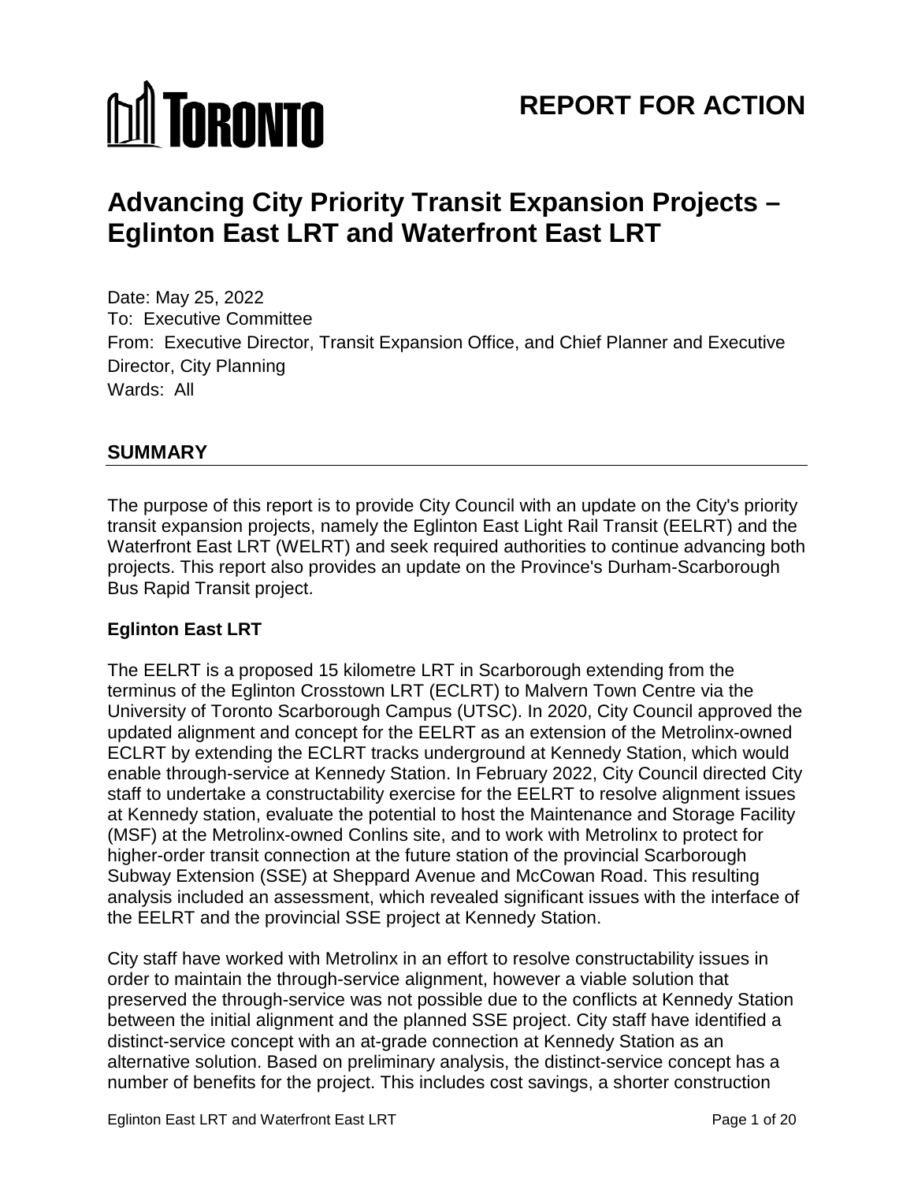# REPORT FOR ACTION

# Advancing City Priority Transit Expansion Projects – Eglinton East LRT and Waterfront East LRT

Date: May 25, 2022
To: Executive Committee
From: Executive Director, Transit Expansion Office, and Chief Planner and Executive Director, City Planning
Wards: All

## SUMMARY

The purpose of this report is to provide City Council with an update on the City's priority transit expansion projects, namely the Eglinton East Light Rail Transit (EELRT) and the Waterfront East LRT (WELRT) and seek required authorities to continue advancing both projects. This report also provides an update on the Province's Durham-Scarborough Bus Rapid Transit project.

### Eglinton East LRT

The EELRT is a proposed 15 kilometre LRT in Scarborough extending from the terminus of the Eglinton Crosstown LRT (ECLRT) to Malvern Town Centre via the University of Toronto Scarborough Campus (UTSC). In 2020, City Council approved the updated alignment and concept for the EELRT as an extension of the Metrolinx-owned ECLRT by extending the ECLRT tracks underground at Kennedy Station, which would enable through-service at Kennedy Station. In February 2022, City Council directed City staff to undertake a constructability exercise for the EELRT to resolve alignment issues at Kennedy station, evaluate the potential to host the Maintenance and Storage Facility (MSF) at the Metrolinx-owned Conlins site, and to work with Metrolinx to protect for higher-order transit connection at the future station of the provincial Scarborough Subway Extension (SSE) at Sheppard Avenue and McCowan Road. This resulting analysis included an assessment, which revealed significant issues with the interface of the EELRT and the provincial SSE project at Kennedy Station.

City staff have worked with Metrolinx in an effort to resolve constructability issues in order to maintain the through-service alignment, however a viable solution that preserved the through-service was not possible due to the conflicts at Kennedy Station between the initial alignment and the planned SSE project. City staff have identified a distinct-service concept with an at-grade connection at Kennedy Station as an alternative solution. Based on preliminary analysis, the distinct-service concept has a number of benefits for the project. This includes cost savings, a shorter construction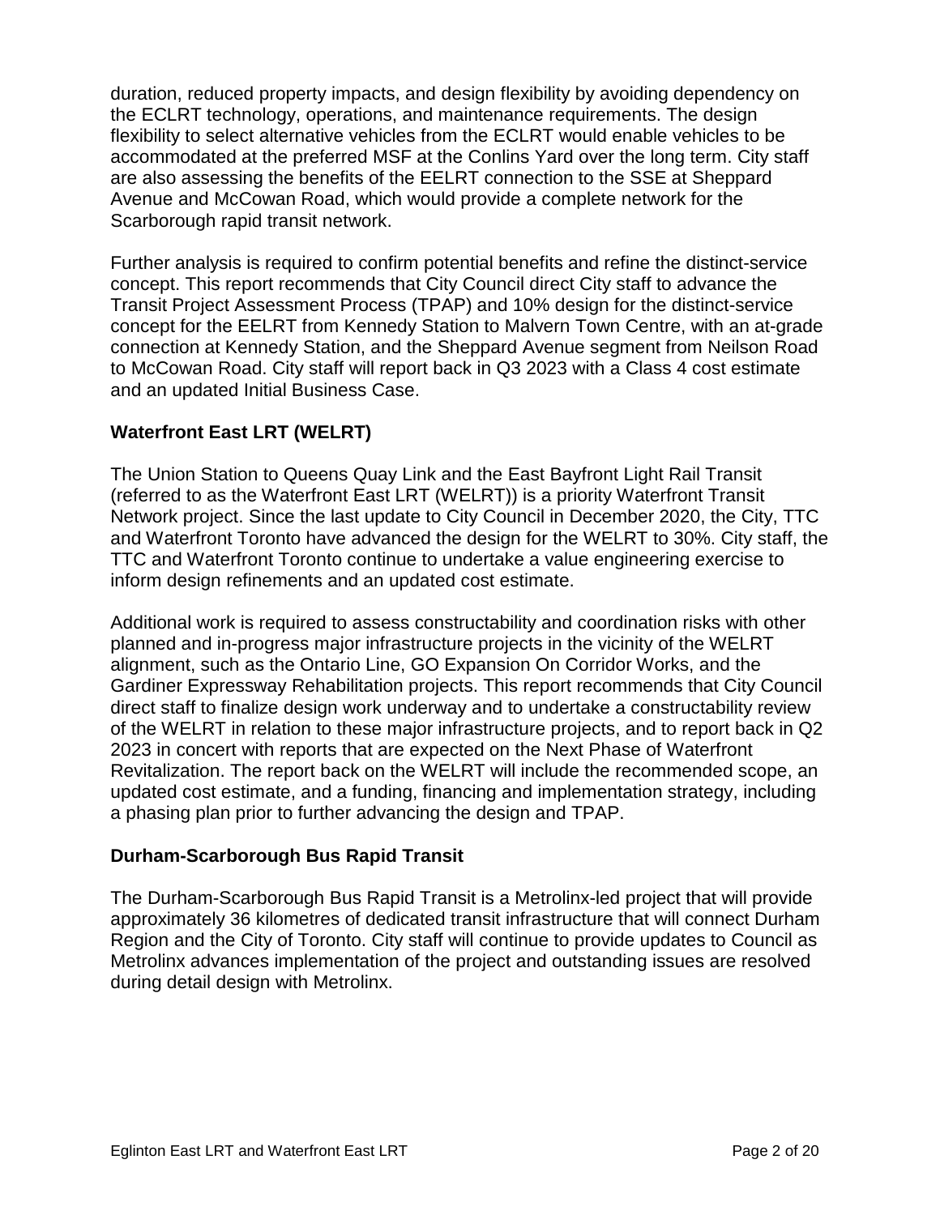duration, reduced property impacts, and design flexibility by avoiding dependency on the ECLRT technology, operations, and maintenance requirements. The design flexibility to select alternative vehicles from the ECLRT would enable vehicles to be accommodated at the preferred MSF at the Conlins Yard over the long term. City staff are also assessing the benefits of the EELRT connection to the SSE at Sheppard Avenue and McCowan Road, which would provide a complete network for the Scarborough rapid transit network.

Further analysis is required to confirm potential benefits and refine the distinct-service concept. This report recommends that City Council direct City staff to advance the Transit Project Assessment Process (TPAP) and 10% design for the distinct-service concept for the EELRT from Kennedy Station to Malvern Town Centre, with an at-grade connection at Kennedy Station, and the Sheppard Avenue segment from Neilson Road to McCowan Road. City staff will report back in Q3 2023 with a Class 4 cost estimate and an updated Initial Business Case.

### Waterfront East LRT (WELRT)

The Union Station to Queens Quay Link and the East Bayfront Light Rail Transit (referred to as the Waterfront East LRT (WELRT)) is a priority Waterfront Transit Network project. Since the last update to City Council in December 2020, the City, TTC and Waterfront Toronto have advanced the design for the WELRT to 30%. City staff, the TTC and Waterfront Toronto continue to undertake a value engineering exercise to inform design refinements and an updated cost estimate.

Additional work is required to assess constructability and coordination risks with other planned and in-progress major infrastructure projects in the vicinity of the WELRT alignment, such as the Ontario Line, GO Expansion On Corridor Works, and the Gardiner Expressway Rehabilitation projects. This report recommends that City Council direct staff to finalize design work underway and to undertake a constructability review of the WELRT in relation to these major infrastructure projects, and to report back in Q2 2023 in concert with reports that are expected on the Next Phase of Waterfront Revitalization. The report back on the WELRT will include the recommended scope, an updated cost estimate, and a funding, financing and implementation strategy, including a phasing plan prior to further advancing the design and TPAP.

### Durham-Scarborough Bus Rapid Transit

The Durham-Scarborough Bus Rapid Transit is a Metrolinx-led project that will provide approximately 36 kilometres of dedicated transit infrastructure that will connect Durham Region and the City of Toronto. City staff will continue to provide updates to Council as Metrolinx advances implementation of the project and outstanding issues are resolved during detail design with Metrolinx.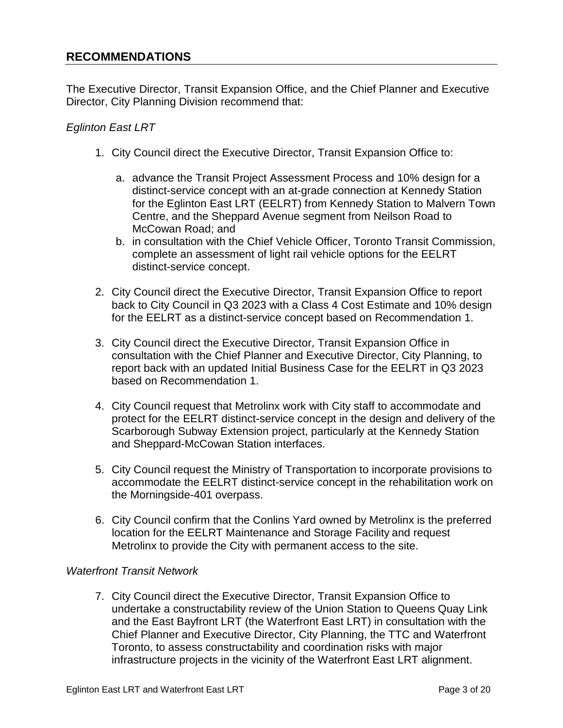## RECOMMENDATIONS

The Executive Director, Transit Expansion Office, and the Chief Planner and Executive Director, City Planning Division recommend that:

*Eglinton East LRT*

1. City Council direct the Executive Director, Transit Expansion Office to:

    a. advance the Transit Project Assessment Process and 10% design for a distinct-service concept with an at-grade connection at Kennedy Station for the Eglinton East LRT (EELRT) from Kennedy Station to Malvern Town Centre, and the Sheppard Avenue segment from Neilson Road to McCowan Road; and

    b. in consultation with the Chief Vehicle Officer, Toronto Transit Commission, complete an assessment of light rail vehicle options for the EELRT distinct-service concept.

2. City Council direct the Executive Director, Transit Expansion Office to report back to City Council in Q3 2023 with a Class 4 Cost Estimate and 10% design for the EELRT as a distinct-service concept based on Recommendation 1.

3. City Council direct the Executive Director, Transit Expansion Office in consultation with the Chief Planner and Executive Director, City Planning, to report back with an updated Initial Business Case for the EELRT in Q3 2023 based on Recommendation 1.

4. City Council request that Metrolinx work with City staff to accommodate and protect for the EELRT distinct-service concept in the design and delivery of the Scarborough Subway Extension project, particularly at the Kennedy Station and Sheppard-McCowan Station interfaces.

5. City Council request the Ministry of Transportation to incorporate provisions to accommodate the EELRT distinct-service concept in the rehabilitation work on the Morningside-401 overpass.

6. City Council confirm that the Conlins Yard owned by Metrolinx is the preferred location for the EELRT Maintenance and Storage Facility and request Metrolinx to provide the City with permanent access to the site.

*Waterfront Transit Network*

7. City Council direct the Executive Director, Transit Expansion Office to undertake a constructability review of the Union Station to Queens Quay Link and the East Bayfront LRT (the Waterfront East LRT) in consultation with the Chief Planner and Executive Director, City Planning, the TTC and Waterfront Toronto, to assess constructability and coordination risks with major infrastructure projects in the vicinity of the Waterfront East LRT alignment.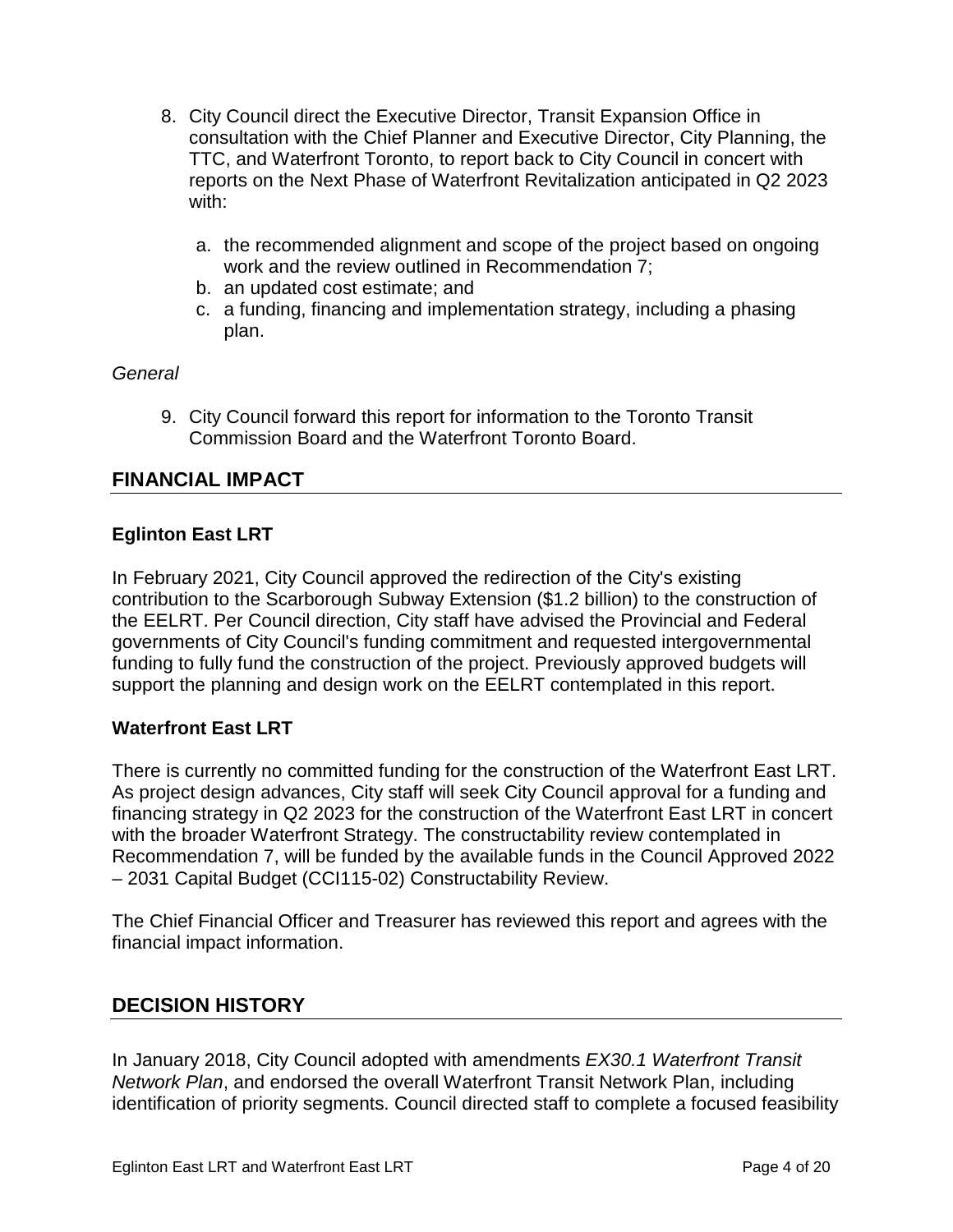8. City Council direct the Executive Director, Transit Expansion Office in consultation with the Chief Planner and Executive Director, City Planning, the TTC, and Waterfront Toronto, to report back to City Council in concert with reports on the Next Phase of Waterfront Revitalization anticipated in Q2 2023 with:

   a. the recommended alignment and scope of the project based on ongoing work and the review outlined in Recommendation 7;
   b. an updated cost estimate; and
   c. a funding, financing and implementation strategy, including a phasing plan.

*General*

9. City Council forward this report for information to the Toronto Transit Commission Board and the Waterfront Toronto Board.

## FINANCIAL IMPACT

### Eglinton East LRT

In February 2021, City Council approved the redirection of the City's existing contribution to the Scarborough Subway Extension ($1.2 billion) to the construction of the EELRT. Per Council direction, City staff have advised the Provincial and Federal governments of City Council's funding commitment and requested intergovernmental funding to fully fund the construction of the project. Previously approved budgets will support the planning and design work on the EELRT contemplated in this report.

### Waterfront East LRT

There is currently no committed funding for the construction of the Waterfront East LRT. As project design advances, City staff will seek City Council approval for a funding and financing strategy in Q2 2023 for the construction of the Waterfront East LRT in concert with the broader Waterfront Strategy. The constructability review contemplated in Recommendation 7, will be funded by the available funds in the Council Approved 2022 – 2031 Capital Budget (CCI115-02) Constructability Review.

The Chief Financial Officer and Treasurer has reviewed this report and agrees with the financial impact information.

## DECISION HISTORY

In January 2018, City Council adopted with amendments *EX30.1 Waterfront Transit Network Plan*, and endorsed the overall Waterfront Transit Network Plan, including identification of priority segments. Council directed staff to complete a focused feasibility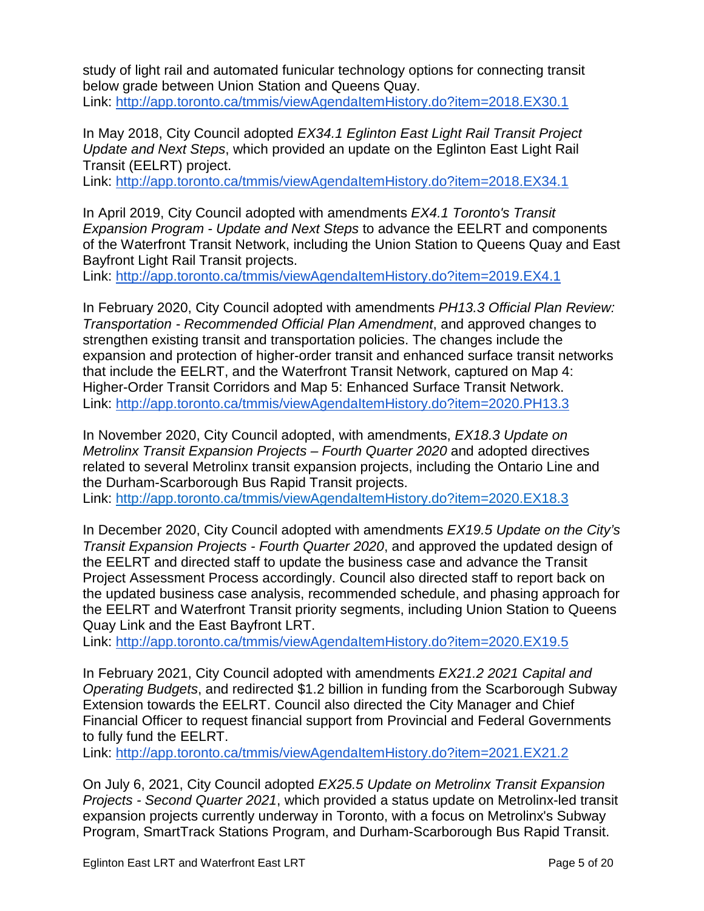study of light rail and automated funicular technology options for connecting transit below grade between Union Station and Queens Quay.
Link: http://app.toronto.ca/tmmis/viewAgendaItemHistory.do?item=2018.EX30.1

In May 2018, City Council adopted *EX34.1 Eglinton East Light Rail Transit Project Update and Next Steps*, which provided an update on the Eglinton East Light Rail Transit (EELRT) project.
Link: http://app.toronto.ca/tmmis/viewAgendaItemHistory.do?item=2018.EX34.1

In April 2019, City Council adopted with amendments *EX4.1 Toronto's Transit Expansion Program - Update and Next Steps* to advance the EELRT and components of the Waterfront Transit Network, including the Union Station to Queens Quay and East Bayfront Light Rail Transit projects.
Link: http://app.toronto.ca/tmmis/viewAgendaItemHistory.do?item=2019.EX4.1

In February 2020, City Council adopted with amendments *PH13.3 Official Plan Review: Transportation - Recommended Official Plan Amendment*, and approved changes to strengthen existing transit and transportation policies. The changes include the expansion and protection of higher-order transit and enhanced surface transit networks that include the EELRT, and the Waterfront Transit Network, captured on Map 4: Higher-Order Transit Corridors and Map 5: Enhanced Surface Transit Network.
Link: http://app.toronto.ca/tmmis/viewAgendaItemHistory.do?item=2020.PH13.3

In November 2020, City Council adopted, with amendments, *EX18.3 Update on Metrolinx Transit Expansion Projects – Fourth Quarter 2020* and adopted directives related to several Metrolinx transit expansion projects, including the Ontario Line and the Durham-Scarborough Bus Rapid Transit projects.
Link: http://app.toronto.ca/tmmis/viewAgendaItemHistory.do?item=2020.EX18.3

In December 2020, City Council adopted with amendments *EX19.5 Update on the City's Transit Expansion Projects - Fourth Quarter 2020*, and approved the updated design of the EELRT and directed staff to update the business case and advance the Transit Project Assessment Process accordingly. Council also directed staff to report back on the updated business case analysis, recommended schedule, and phasing approach for the EELRT and Waterfront Transit priority segments, including Union Station to Queens Quay Link and the East Bayfront LRT.
Link: http://app.toronto.ca/tmmis/viewAgendaItemHistory.do?item=2020.EX19.5

In February 2021, City Council adopted with amendments *EX21.2 2021 Capital and Operating Budgets*, and redirected $1.2 billion in funding from the Scarborough Subway Extension towards the EELRT. Council also directed the City Manager and Chief Financial Officer to request financial support from Provincial and Federal Governments to fully fund the EELRT.
Link: http://app.toronto.ca/tmmis/viewAgendaItemHistory.do?item=2021.EX21.2

On July 6, 2021, City Council adopted *EX25.5 Update on Metrolinx Transit Expansion Projects - Second Quarter 2021*, which provided a status update on Metrolinx-led transit expansion projects currently underway in Toronto, with a focus on Metrolinx's Subway Program, SmartTrack Stations Program, and Durham-Scarborough Bus Rapid Transit.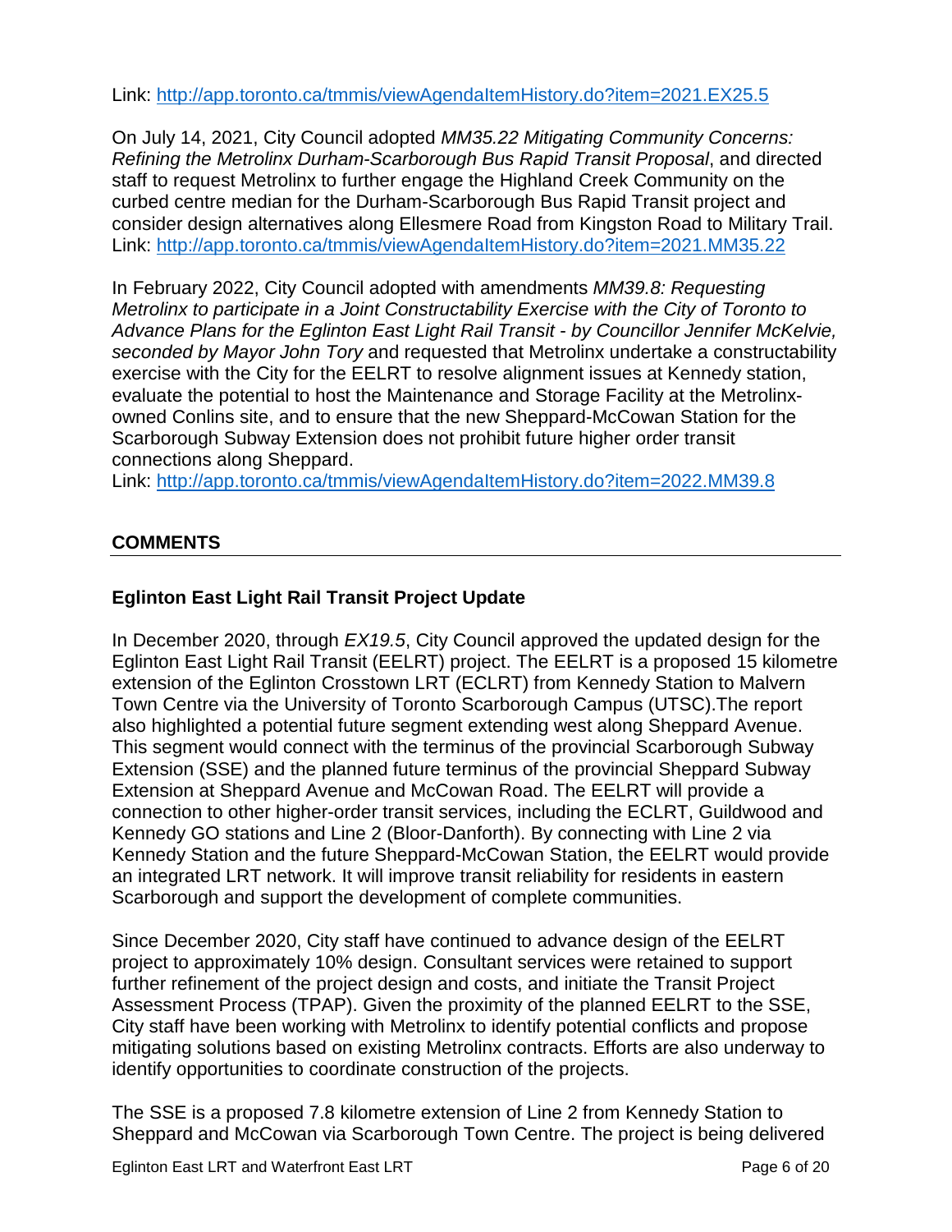Link: http://app.toronto.ca/tmmis/viewAgendaItemHistory.do?item=2021.EX25.5

On July 14, 2021, City Council adopted *MM35.22 Mitigating Community Concerns: Refining the Metrolinx Durham-Scarborough Bus Rapid Transit Proposal*, and directed staff to request Metrolinx to further engage the Highland Creek Community on the curbed centre median for the Durham-Scarborough Bus Rapid Transit project and consider design alternatives along Ellesmere Road from Kingston Road to Military Trail.
Link: http://app.toronto.ca/tmmis/viewAgendaItemHistory.do?item=2021.MM35.22

In February 2022, City Council adopted with amendments *MM39.8: Requesting Metrolinx to participate in a Joint Constructability Exercise with the City of Toronto to Advance Plans for the Eglinton East Light Rail Transit - by Councillor Jennifer McKelvie, seconded by Mayor John Tory* and requested that Metrolinx undertake a constructability exercise with the City for the EELRT to resolve alignment issues at Kennedy station, evaluate the potential to host the Maintenance and Storage Facility at the Metrolinx-owned Conlins site, and to ensure that the new Sheppard-McCowan Station for the Scarborough Subway Extension does not prohibit future higher order transit connections along Sheppard.
Link: http://app.toronto.ca/tmmis/viewAgendaItemHistory.do?item=2022.MM39.8

## COMMENTS

### Eglinton East Light Rail Transit Project Update

In December 2020, through *EX19.5*, City Council approved the updated design for the Eglinton East Light Rail Transit (EELRT) project. The EELRT is a proposed 15 kilometre extension of the Eglinton Crosstown LRT (ECLRT) from Kennedy Station to Malvern Town Centre via the University of Toronto Scarborough Campus (UTSC).The report also highlighted a potential future segment extending west along Sheppard Avenue. This segment would connect with the terminus of the provincial Scarborough Subway Extension (SSE) and the planned future terminus of the provincial Sheppard Subway Extension at Sheppard Avenue and McCowan Road. The EELRT will provide a connection to other higher-order transit services, including the ECLRT, Guildwood and Kennedy GO stations and Line 2 (Bloor-Danforth). By connecting with Line 2 via Kennedy Station and the future Sheppard-McCowan Station, the EELRT would provide an integrated LRT network. It will improve transit reliability for residents in eastern Scarborough and support the development of complete communities.

Since December 2020, City staff have continued to advance design of the EELRT project to approximately 10% design. Consultant services were retained to support further refinement of the project design and costs, and initiate the Transit Project Assessment Process (TPAP). Given the proximity of the planned EELRT to the SSE, City staff have been working with Metrolinx to identify potential conflicts and propose mitigating solutions based on existing Metrolinx contracts. Efforts are also underway to identify opportunities to coordinate construction of the projects.

The SSE is a proposed 7.8 kilometre extension of Line 2 from Kennedy Station to Sheppard and McCowan via Scarborough Town Centre. The project is being delivered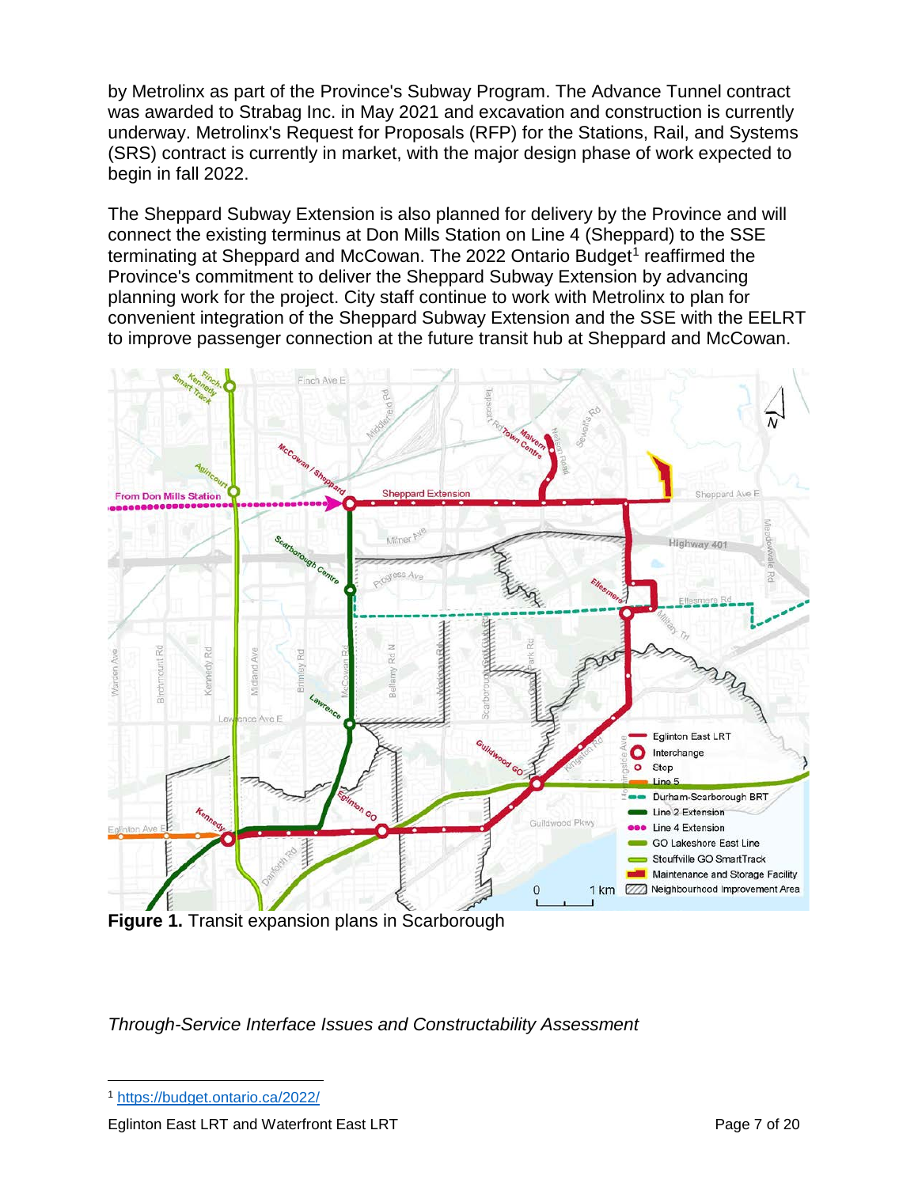by Metrolinx as part of the Province's Subway Program. The Advance Tunnel contract was awarded to Strabag Inc. in May 2021 and excavation and construction is currently underway. Metrolinx's Request for Proposals (RFP) for the Stations, Rail, and Systems (SRS) contract is currently in market, with the major design phase of work expected to begin in fall 2022.

The Sheppard Subway Extension is also planned for delivery by the Province and will connect the existing terminus at Don Mills Station on Line 4 (Sheppard) to the SSE terminating at Sheppard and McCowan. The 2022 Ontario Budget[1] reaffirmed the Province's commitment to deliver the Sheppard Subway Extension by advancing planning work for the project. City staff continue to work with Metrolinx to plan for convenient integration of the Sheppard Subway Extension and the SSE with the EELRT to improve passenger connection at the future transit hub at Sheppard and McCowan.

**Figure 1.** Transit expansion plans in Scarborough

*Through-Service Interface Issues and Constructability Assessment*

[1] https://budget.ontario.ca/2022/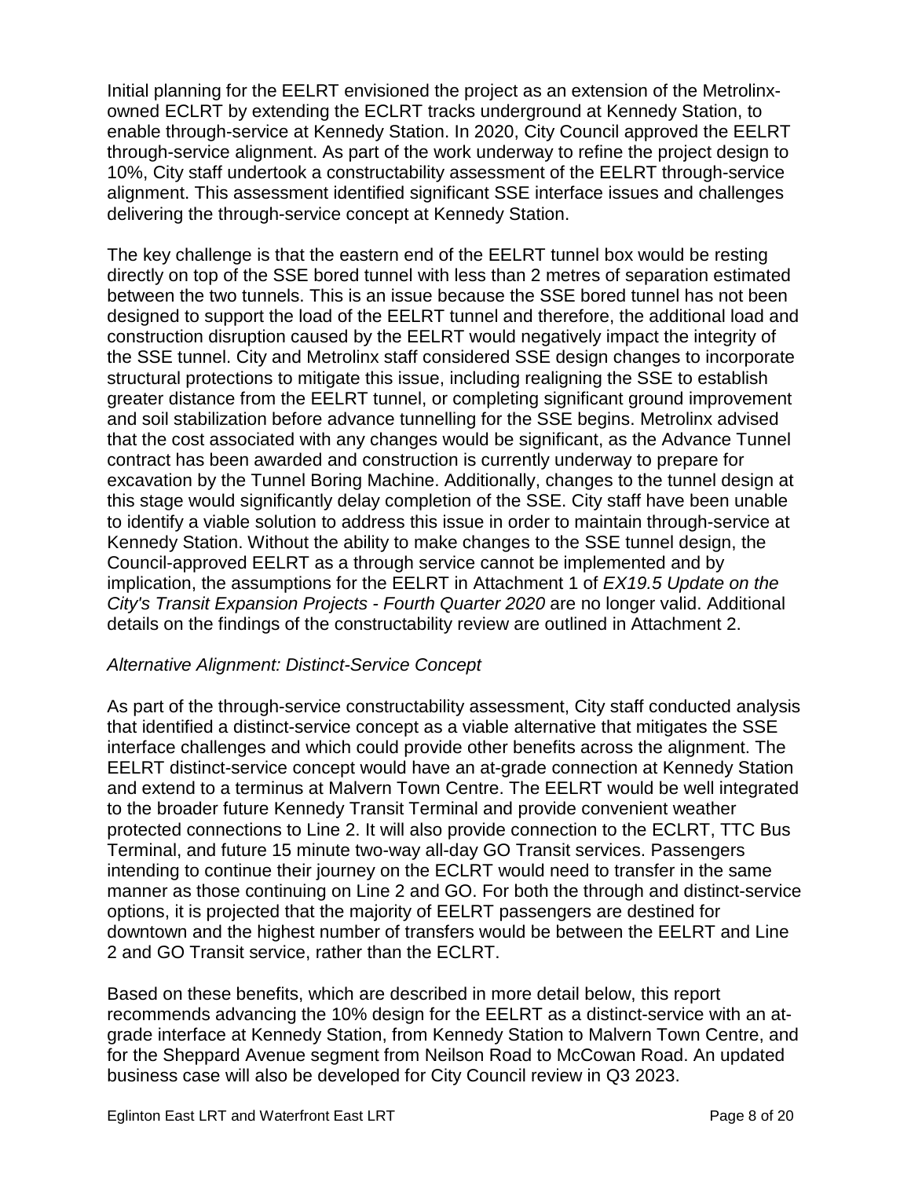Initial planning for the EELRT envisioned the project as an extension of the Metrolinx-owned ECLRT by extending the ECLRT tracks underground at Kennedy Station, to enable through-service at Kennedy Station. In 2020, City Council approved the EELRT through-service alignment. As part of the work underway to refine the project design to 10%, City staff undertook a constructability assessment of the EELRT through-service alignment. This assessment identified significant SSE interface issues and challenges delivering the through-service concept at Kennedy Station.

The key challenge is that the eastern end of the EELRT tunnel box would be resting directly on top of the SSE bored tunnel with less than 2 metres of separation estimated between the two tunnels. This is an issue because the SSE bored tunnel has not been designed to support the load of the EELRT tunnel and therefore, the additional load and construction disruption caused by the EELRT would negatively impact the integrity of the SSE tunnel. City and Metrolinx staff considered SSE design changes to incorporate structural protections to mitigate this issue, including realigning the SSE to establish greater distance from the EELRT tunnel, or completing significant ground improvement and soil stabilization before advance tunnelling for the SSE begins. Metrolinx advised that the cost associated with any changes would be significant, as the Advance Tunnel contract has been awarded and construction is currently underway to prepare for excavation by the Tunnel Boring Machine. Additionally, changes to the tunnel design at this stage would significantly delay completion of the SSE. City staff have been unable to identify a viable solution to address this issue in order to maintain through-service at Kennedy Station. Without the ability to make changes to the SSE tunnel design, the Council-approved EELRT as a through service cannot be implemented and by implication, the assumptions for the EELRT in Attachment 1 of *EX19.5 Update on the City's Transit Expansion Projects - Fourth Quarter 2020* are no longer valid. Additional details on the findings of the constructability review are outlined in Attachment 2.

*Alternative Alignment: Distinct-Service Concept*

As part of the through-service constructability assessment, City staff conducted analysis that identified a distinct-service concept as a viable alternative that mitigates the SSE interface challenges and which could provide other benefits across the alignment. The EELRT distinct-service concept would have an at-grade connection at Kennedy Station and extend to a terminus at Malvern Town Centre. The EELRT would be well integrated to the broader future Kennedy Transit Terminal and provide convenient weather protected connections to Line 2. It will also provide connection to the ECLRT, TTC Bus Terminal, and future 15 minute two-way all-day GO Transit services. Passengers intending to continue their journey on the ECLRT would need to transfer in the same manner as those continuing on Line 2 and GO. For both the through and distinct-service options, it is projected that the majority of EELRT passengers are destined for downtown and the highest number of transfers would be between the EELRT and Line 2 and GO Transit service, rather than the ECLRT.

Based on these benefits, which are described in more detail below, this report recommends advancing the 10% design for the EELRT as a distinct-service with an at-grade interface at Kennedy Station, from Kennedy Station to Malvern Town Centre, and for the Sheppard Avenue segment from Neilson Road to McCowan Road. An updated business case will also be developed for City Council review in Q3 2023.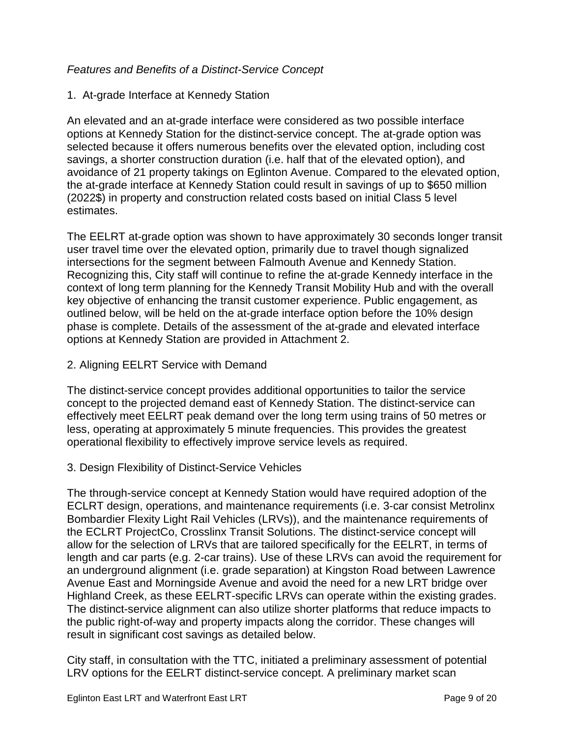*Features and Benefits of a Distinct-Service Concept*

1. At-grade Interface at Kennedy Station

An elevated and an at-grade interface were considered as two possible interface options at Kennedy Station for the distinct-service concept. The at-grade option was selected because it offers numerous benefits over the elevated option, including cost savings, a shorter construction duration (i.e. half that of the elevated option), and avoidance of 21 property takings on Eglinton Avenue. Compared to the elevated option, the at-grade interface at Kennedy Station could result in savings of up to $650 million (2022$) in property and construction related costs based on initial Class 5 level estimates.

The EELRT at-grade option was shown to have approximately 30 seconds longer transit user travel time over the elevated option, primarily due to travel though signalized intersections for the segment between Falmouth Avenue and Kennedy Station. Recognizing this, City staff will continue to refine the at-grade Kennedy interface in the context of long term planning for the Kennedy Transit Mobility Hub and with the overall key objective of enhancing the transit customer experience. Public engagement, as outlined below, will be held on the at-grade interface option before the 10% design phase is complete. Details of the assessment of the at-grade and elevated interface options at Kennedy Station are provided in Attachment 2.

2. Aligning EELRT Service with Demand

The distinct-service concept provides additional opportunities to tailor the service concept to the projected demand east of Kennedy Station. The distinct-service can effectively meet EELRT peak demand over the long term using trains of 50 metres or less, operating at approximately 5 minute frequencies. This provides the greatest operational flexibility to effectively improve service levels as required.

3. Design Flexibility of Distinct-Service Vehicles

The through-service concept at Kennedy Station would have required adoption of the ECLRT design, operations, and maintenance requirements (i.e. 3-car consist Metrolinx Bombardier Flexity Light Rail Vehicles (LRVs)), and the maintenance requirements of the ECLRT ProjectCo, Crosslinx Transit Solutions. The distinct-service concept will allow for the selection of LRVs that are tailored specifically for the EELRT, in terms of length and car parts (e.g. 2-car trains). Use of these LRVs can avoid the requirement for an underground alignment (i.e. grade separation) at Kingston Road between Lawrence Avenue East and Morningside Avenue and avoid the need for a new LRT bridge over Highland Creek, as these EELRT-specific LRVs can operate within the existing grades. The distinct-service alignment can also utilize shorter platforms that reduce impacts to the public right-of-way and property impacts along the corridor. These changes will result in significant cost savings as detailed below.

City staff, in consultation with the TTC, initiated a preliminary assessment of potential LRV options for the EELRT distinct-service concept. A preliminary market scan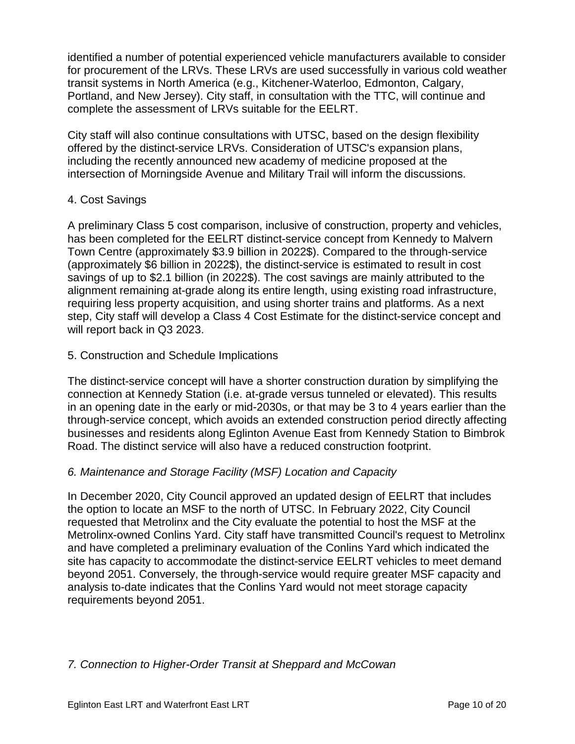identified a number of potential experienced vehicle manufacturers available to consider for procurement of the LRVs. These LRVs are used successfully in various cold weather transit systems in North America (e.g., Kitchener-Waterloo, Edmonton, Calgary, Portland, and New Jersey). City staff, in consultation with the TTC, will continue and complete the assessment of LRVs suitable for the EELRT.

City staff will also continue consultations with UTSC, based on the design flexibility offered by the distinct-service LRVs. Consideration of UTSC's expansion plans, including the recently announced new academy of medicine proposed at the intersection of Morningside Avenue and Military Trail will inform the discussions.

4. Cost Savings

A preliminary Class 5 cost comparison, inclusive of construction, property and vehicles, has been completed for the EELRT distinct-service concept from Kennedy to Malvern Town Centre (approximately $3.9 billion in 2022$). Compared to the through-service (approximately $6 billion in 2022$), the distinct-service is estimated to result in cost savings of up to $2.1 billion (in 2022$). The cost savings are mainly attributed to the alignment remaining at-grade along its entire length, using existing road infrastructure, requiring less property acquisition, and using shorter trains and platforms. As a next step, City staff will develop a Class 4 Cost Estimate for the distinct-service concept and will report back in Q3 2023.

5. Construction and Schedule Implications

The distinct-service concept will have a shorter construction duration by simplifying the connection at Kennedy Station (i.e. at-grade versus tunneled or elevated). This results in an opening date in the early or mid-2030s, or that may be 3 to 4 years earlier than the through-service concept, which avoids an extended construction period directly affecting businesses and residents along Eglinton Avenue East from Kennedy Station to Bimbrok Road. The distinct service will also have a reduced construction footprint.

*6. Maintenance and Storage Facility (MSF) Location and Capacity*

In December 2020, City Council approved an updated design of EELRT that includes the option to locate an MSF to the north of UTSC. In February 2022, City Council requested that Metrolinx and the City evaluate the potential to host the MSF at the Metrolinx-owned Conlins Yard. City staff have transmitted Council's request to Metrolinx and have completed a preliminary evaluation of the Conlins Yard which indicated the site has capacity to accommodate the distinct-service EELRT vehicles to meet demand beyond 2051. Conversely, the through-service would require greater MSF capacity and analysis to-date indicates that the Conlins Yard would not meet storage capacity requirements beyond 2051.

*7. Connection to Higher-Order Transit at Sheppard and McCowan*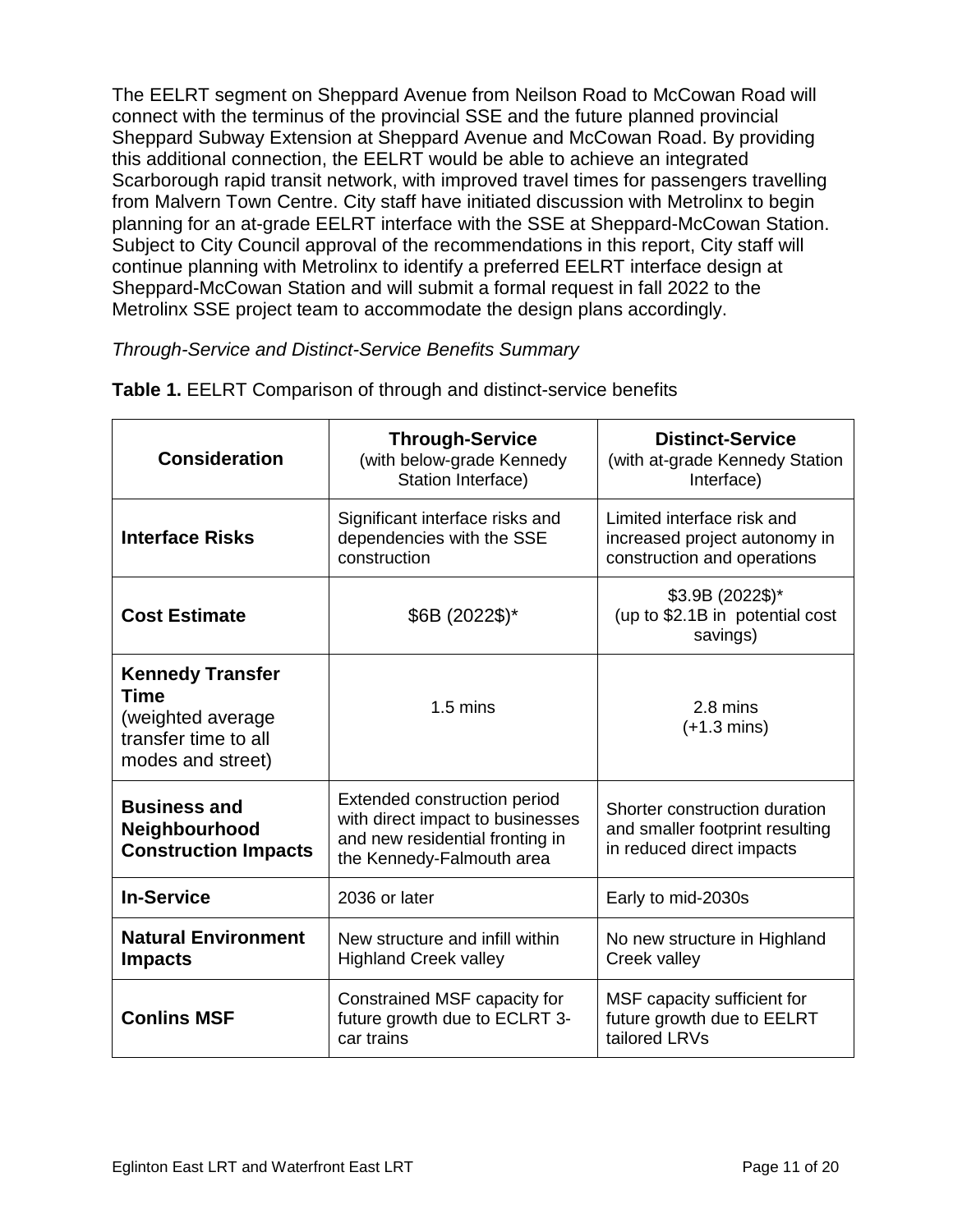The EELRT segment on Sheppard Avenue from Neilson Road to McCowan Road will connect with the terminus of the provincial SSE and the future planned provincial Sheppard Subway Extension at Sheppard Avenue and McCowan Road. By providing this additional connection, the EELRT would be able to achieve an integrated Scarborough rapid transit network, with improved travel times for passengers travelling from Malvern Town Centre. City staff have initiated discussion with Metrolinx to begin planning for an at-grade EELRT interface with the SSE at Sheppard-McCowan Station. Subject to City Council approval of the recommendations in this report, City staff will continue planning with Metrolinx to identify a preferred EELRT interface design at Sheppard-McCowan Station and will submit a formal request in fall 2022 to the Metrolinx SSE project team to accommodate the design plans accordingly.

*Through-Service and Distinct-Service Benefits Summary*

**Table 1.** EELRT Comparison of through and distinct-service benefits

| Consideration | **Through-Service** (with below-grade Kennedy Station Interface) | **Distinct-Service** (with at-grade Kennedy Station Interface) |
|---|---|---|
| **Interface Risks** | Significant interface risks and dependencies with the SSE construction | Limited interface risk and increased project autonomy in construction and operations |
| **Cost Estimate** | $6B (2022$)* | $3.9B (2022$)* (up to $2.1B in potential cost savings) |
| **Kennedy Transfer Time** (weighted average transfer time to all modes and street) | 1.5 mins | 2.8 mins (+1.3 mins) |
| **Business and Neighbourhood Construction Impacts** | Extended construction period with direct impact to businesses and new residential fronting in the Kennedy-Falmouth area | Shorter construction duration and smaller footprint resulting in reduced direct impacts |
| **In-Service** | 2036 or later | Early to mid-2030s |
| **Natural Environment Impacts** | New structure and infill within Highland Creek valley | No new structure in Highland Creek valley |
| **Conlins MSF** | Constrained MSF capacity for future growth due to ECLRT 3-car trains | MSF capacity sufficient for future growth due to EELRT tailored LRVs |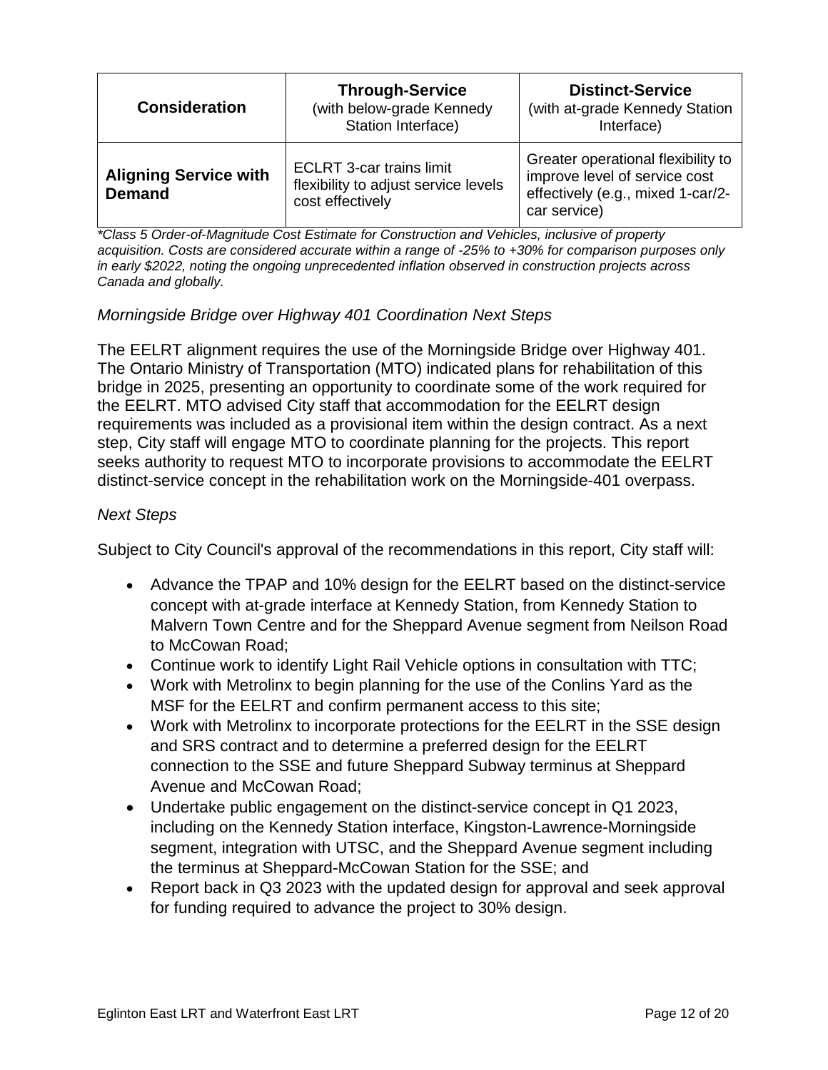| Consideration | Through-Service (with below-grade Kennedy Station Interface) | Distinct-Service (with at-grade Kennedy Station Interface) |
| --- | --- | --- |
| **Aligning Service with Demand** | ECLRT 3-car trains limit flexibility to adjust service levels cost effectively | Greater operational flexibility to improve level of service cost effectively (e.g., mixed 1-car/2-car service) |

*\*Class 5 Order-of-Magnitude Cost Estimate for Construction and Vehicles, inclusive of property acquisition. Costs are considered accurate within a range of -25% to +30% for comparison purposes only in early $2022, noting the ongoing unprecedented inflation observed in construction projects across Canada and globally.*

*Morningside Bridge over Highway 401 Coordination Next Steps*

The EELRT alignment requires the use of the Morningside Bridge over Highway 401. The Ontario Ministry of Transportation (MTO) indicated plans for rehabilitation of this bridge in 2025, presenting an opportunity to coordinate some of the work required for the EELRT. MTO advised City staff that accommodation for the EELRT design requirements was included as a provisional item within the design contract. As a next step, City staff will engage MTO to coordinate planning for the projects. This report seeks authority to request MTO to incorporate provisions to accommodate the EELRT distinct-service concept in the rehabilitation work on the Morningside-401 overpass.

*Next Steps*

Subject to City Council's approval of the recommendations in this report, City staff will:

- Advance the TPAP and 10% design for the EELRT based on the distinct-service concept with at-grade interface at Kennedy Station, from Kennedy Station to Malvern Town Centre and for the Sheppard Avenue segment from Neilson Road to McCowan Road;
- Continue work to identify Light Rail Vehicle options in consultation with TTC;
- Work with Metrolinx to begin planning for the use of the Conlins Yard as the MSF for the EELRT and confirm permanent access to this site;
- Work with Metrolinx to incorporate protections for the EELRT in the SSE design and SRS contract and to determine a preferred design for the EELRT connection to the SSE and future Sheppard Subway terminus at Sheppard Avenue and McCowan Road;
- Undertake public engagement on the distinct-service concept in Q1 2023, including on the Kennedy Station interface, Kingston-Lawrence-Morningside segment, integration with UTSC, and the Sheppard Avenue segment including the terminus at Sheppard-McCowan Station for the SSE; and
- Report back in Q3 2023 with the updated design for approval and seek approval for funding required to advance the project to 30% design.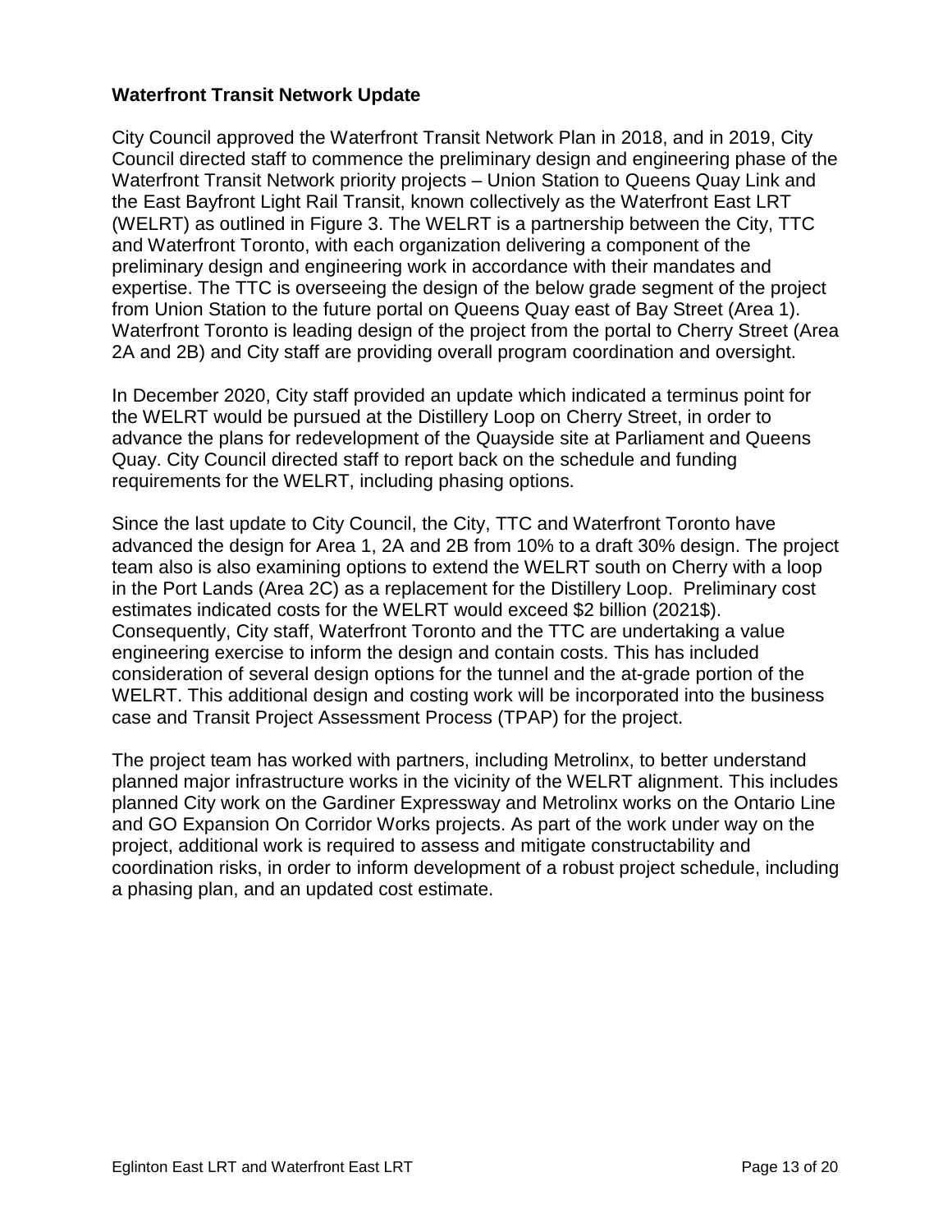**Waterfront Transit Network Update**

City Council approved the Waterfront Transit Network Plan in 2018, and in 2019, City Council directed staff to commence the preliminary design and engineering phase of the Waterfront Transit Network priority projects – Union Station to Queens Quay Link and the East Bayfront Light Rail Transit, known collectively as the Waterfront East LRT (WELRT) as outlined in Figure 3. The WELRT is a partnership between the City, TTC and Waterfront Toronto, with each organization delivering a component of the preliminary design and engineering work in accordance with their mandates and expertise. The TTC is overseeing the design of the below grade segment of the project from Union Station to the future portal on Queens Quay east of Bay Street (Area 1). Waterfront Toronto is leading design of the project from the portal to Cherry Street (Area 2A and 2B) and City staff are providing overall program coordination and oversight.

In December 2020, City staff provided an update which indicated a terminus point for the WELRT would be pursued at the Distillery Loop on Cherry Street, in order to advance the plans for redevelopment of the Quayside site at Parliament and Queens Quay. City Council directed staff to report back on the schedule and funding requirements for the WELRT, including phasing options.

Since the last update to City Council, the City, TTC and Waterfront Toronto have advanced the design for Area 1, 2A and 2B from 10% to a draft 30% design. The project team also is also examining options to extend the WELRT south on Cherry with a loop in the Port Lands (Area 2C) as a replacement for the Distillery Loop. Preliminary cost estimates indicated costs for the WELRT would exceed $2 billion (2021$). Consequently, City staff, Waterfront Toronto and the TTC are undertaking a value engineering exercise to inform the design and contain costs. This has included consideration of several design options for the tunnel and the at-grade portion of the WELRT. This additional design and costing work will be incorporated into the business case and Transit Project Assessment Process (TPAP) for the project.

The project team has worked with partners, including Metrolinx, to better understand planned major infrastructure works in the vicinity of the WELRT alignment. This includes planned City work on the Gardiner Expressway and Metrolinx works on the Ontario Line and GO Expansion On Corridor Works projects. As part of the work under way on the project, additional work is required to assess and mitigate constructability and coordination risks, in order to inform development of a robust project schedule, including a phasing plan, and an updated cost estimate.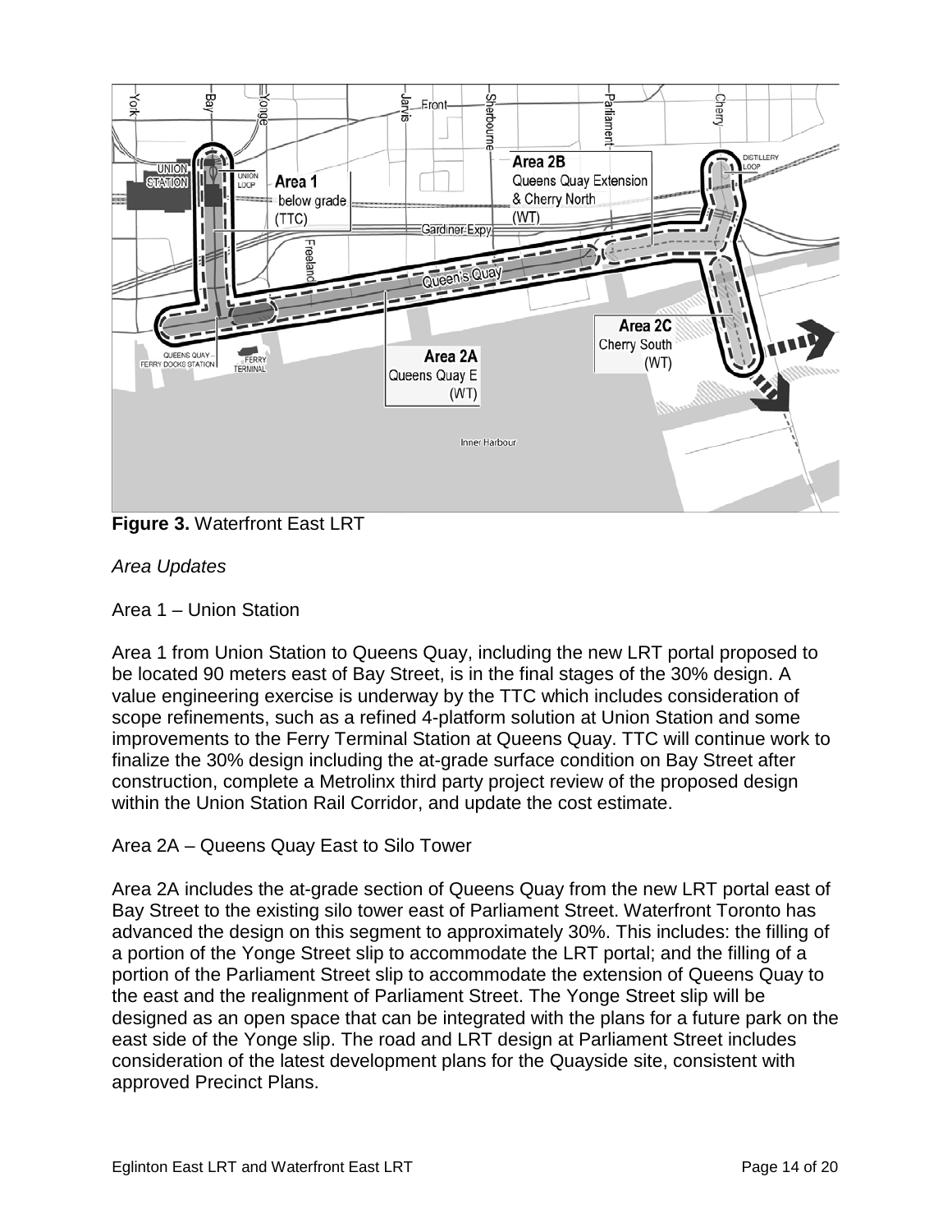**Figure 3.** Waterfront East LRT

*Area Updates*

Area 1 – Union Station

Area 1 from Union Station to Queens Quay, including the new LRT portal proposed to be located 90 meters east of Bay Street, is in the final stages of the 30% design. A value engineering exercise is underway by the TTC which includes consideration of scope refinements, such as a refined 4-platform solution at Union Station and some improvements to the Ferry Terminal Station at Queens Quay. TTC will continue work to finalize the 30% design including the at-grade surface condition on Bay Street after construction, complete a Metrolinx third party project review of the proposed design within the Union Station Rail Corridor, and update the cost estimate.

Area 2A – Queens Quay East to Silo Tower

Area 2A includes the at-grade section of Queens Quay from the new LRT portal east of Bay Street to the existing silo tower east of Parliament Street. Waterfront Toronto has advanced the design on this segment to approximately 30%. This includes: the filling of a portion of the Yonge Street slip to accommodate the LRT portal; and the filling of a portion of the Parliament Street slip to accommodate the extension of Queens Quay to the east and the realignment of Parliament Street. The Yonge Street slip will be designed as an open space that can be integrated with the plans for a future park on the east side of the Yonge slip. The road and LRT design at Parliament Street includes consideration of the latest development plans for the Quayside site, consistent with approved Precinct Plans.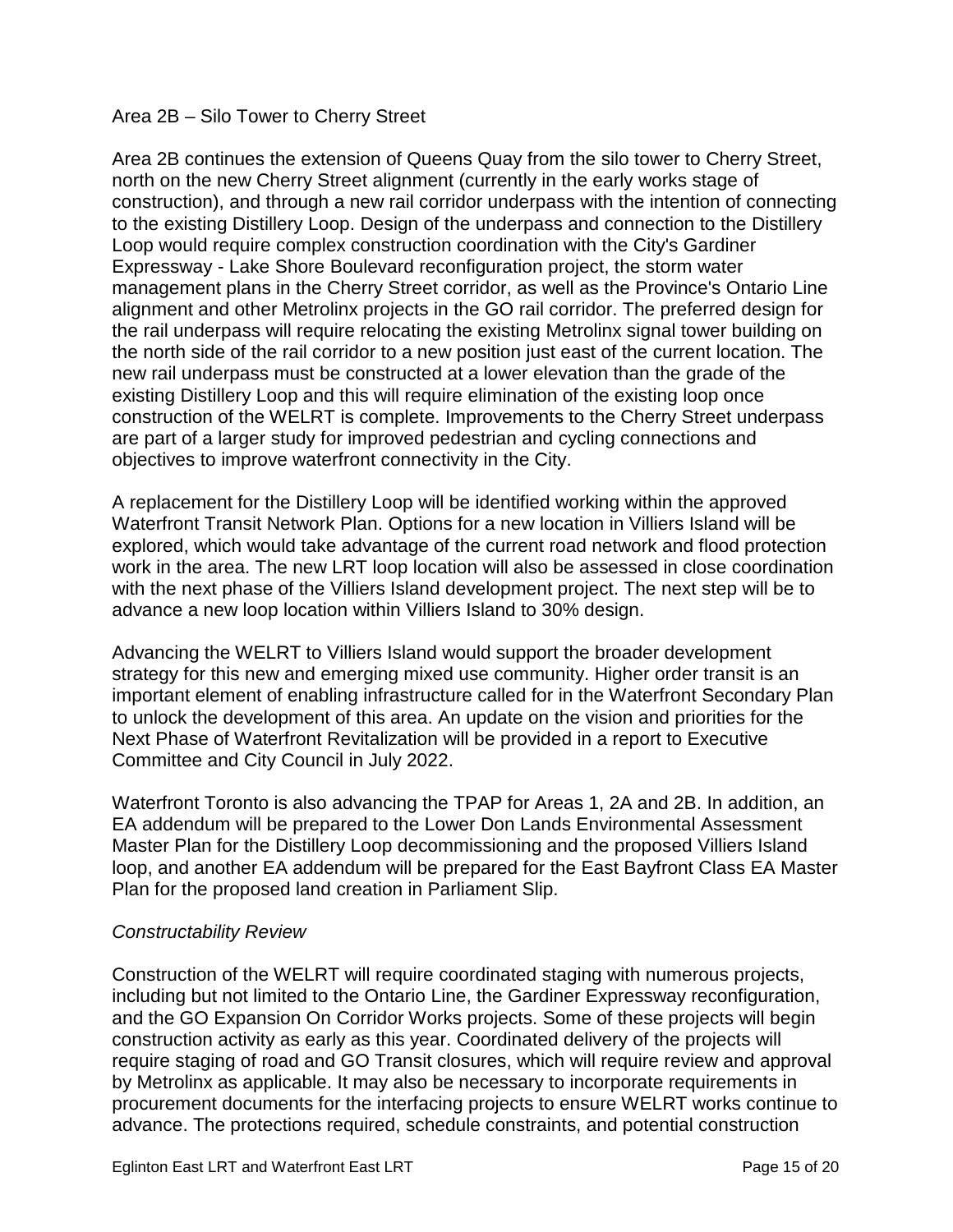Area 2B – Silo Tower to Cherry Street

Area 2B continues the extension of Queens Quay from the silo tower to Cherry Street, north on the new Cherry Street alignment (currently in the early works stage of construction), and through a new rail corridor underpass with the intention of connecting to the existing Distillery Loop. Design of the underpass and connection to the Distillery Loop would require complex construction coordination with the City's Gardiner Expressway - Lake Shore Boulevard reconfiguration project, the storm water management plans in the Cherry Street corridor, as well as the Province's Ontario Line alignment and other Metrolinx projects in the GO rail corridor. The preferred design for the rail underpass will require relocating the existing Metrolinx signal tower building on the north side of the rail corridor to a new position just east of the current location. The new rail underpass must be constructed at a lower elevation than the grade of the existing Distillery Loop and this will require elimination of the existing loop once construction of the WELRT is complete. Improvements to the Cherry Street underpass are part of a larger study for improved pedestrian and cycling connections and objectives to improve waterfront connectivity in the City.

A replacement for the Distillery Loop will be identified working within the approved Waterfront Transit Network Plan. Options for a new location in Villiers Island will be explored, which would take advantage of the current road network and flood protection work in the area. The new LRT loop location will also be assessed in close coordination with the next phase of the Villiers Island development project. The next step will be to advance a new loop location within Villiers Island to 30% design.

Advancing the WELRT to Villiers Island would support the broader development strategy for this new and emerging mixed use community. Higher order transit is an important element of enabling infrastructure called for in the Waterfront Secondary Plan to unlock the development of this area. An update on the vision and priorities for the Next Phase of Waterfront Revitalization will be provided in a report to Executive Committee and City Council in July 2022.

Waterfront Toronto is also advancing the TPAP for Areas 1, 2A and 2B. In addition, an EA addendum will be prepared to the Lower Don Lands Environmental Assessment Master Plan for the Distillery Loop decommissioning and the proposed Villiers Island loop, and another EA addendum will be prepared for the East Bayfront Class EA Master Plan for the proposed land creation in Parliament Slip.

*Constructability Review*

Construction of the WELRT will require coordinated staging with numerous projects, including but not limited to the Ontario Line, the Gardiner Expressway reconfiguration, and the GO Expansion On Corridor Works projects. Some of these projects will begin construction activity as early as this year. Coordinated delivery of the projects will require staging of road and GO Transit closures, which will require review and approval by Metrolinx as applicable. It may also be necessary to incorporate requirements in procurement documents for the interfacing projects to ensure WELRT works continue to advance. The protections required, schedule constraints, and potential construction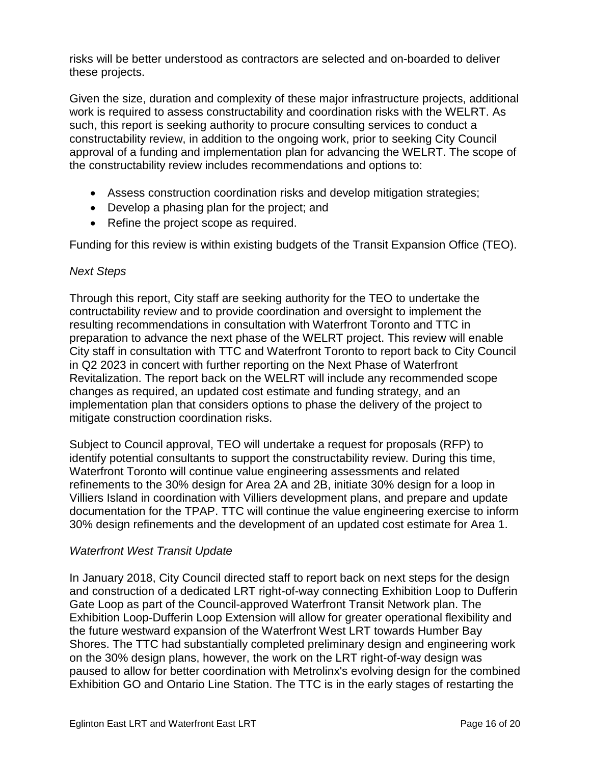risks will be better understood as contractors are selected and on-boarded to deliver these projects.

Given the size, duration and complexity of these major infrastructure projects, additional work is required to assess constructability and coordination risks with the WELRT. As such, this report is seeking authority to procure consulting services to conduct a constructability review, in addition to the ongoing work, prior to seeking City Council approval of a funding and implementation plan for advancing the WELRT. The scope of the constructability review includes recommendations and options to:

- Assess construction coordination risks and develop mitigation strategies;
- Develop a phasing plan for the project; and
- Refine the project scope as required.

Funding for this review is within existing budgets of the Transit Expansion Office (TEO).

*Next Steps*

Through this report, City staff are seeking authority for the TEO to undertake the contructability review and to provide coordination and oversight to implement the resulting recommendations in consultation with Waterfront Toronto and TTC in preparation to advance the next phase of the WELRT project. This review will enable City staff in consultation with TTC and Waterfront Toronto to report back to City Council in Q2 2023 in concert with further reporting on the Next Phase of Waterfront Revitalization. The report back on the WELRT will include any recommended scope changes as required, an updated cost estimate and funding strategy, and an implementation plan that considers options to phase the delivery of the project to mitigate construction coordination risks.

Subject to Council approval, TEO will undertake a request for proposals (RFP) to identify potential consultants to support the constructability review. During this time, Waterfront Toronto will continue value engineering assessments and related refinements to the 30% design for Area 2A and 2B, initiate 30% design for a loop in Villiers Island in coordination with Villiers development plans, and prepare and update documentation for the TPAP. TTC will continue the value engineering exercise to inform 30% design refinements and the development of an updated cost estimate for Area 1.

*Waterfront West Transit Update*

In January 2018, City Council directed staff to report back on next steps for the design and construction of a dedicated LRT right-of-way connecting Exhibition Loop to Dufferin Gate Loop as part of the Council-approved Waterfront Transit Network plan. The Exhibition Loop-Dufferin Loop Extension will allow for greater operational flexibility and the future westward expansion of the Waterfront West LRT towards Humber Bay Shores. The TTC had substantially completed preliminary design and engineering work on the 30% design plans, however, the work on the LRT right-of-way design was paused to allow for better coordination with Metrolinx's evolving design for the combined Exhibition GO and Ontario Line Station. The TTC is in the early stages of restarting the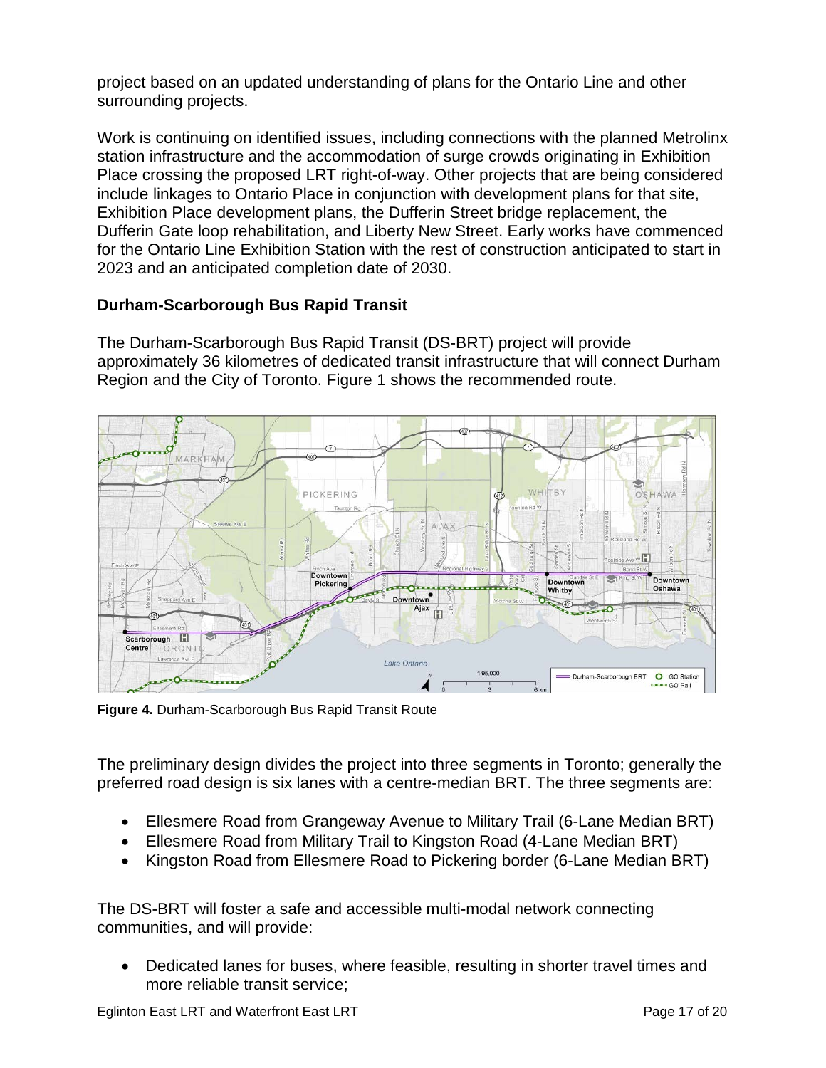project based on an updated understanding of plans for the Ontario Line and other surrounding projects.

Work is continuing on identified issues, including connections with the planned Metrolinx station infrastructure and the accommodation of surge crowds originating in Exhibition Place crossing the proposed LRT right-of-way. Other projects that are being considered include linkages to Ontario Place in conjunction with development plans for that site, Exhibition Place development plans, the Dufferin Street bridge replacement, the Dufferin Gate loop rehabilitation, and Liberty New Street. Early works have commenced for the Ontario Line Exhibition Station with the rest of construction anticipated to start in 2023 and an anticipated completion date of 2030.

### Durham-Scarborough Bus Rapid Transit

The Durham-Scarborough Bus Rapid Transit (DS-BRT) project will provide approximately 36 kilometres of dedicated transit infrastructure that will connect Durham Region and the City of Toronto. Figure 1 shows the recommended route.

**Figure 4.** Durham-Scarborough Bus Rapid Transit Route

The preliminary design divides the project into three segments in Toronto; generally the preferred road design is six lanes with a centre-median BRT. The three segments are:

- Ellesmere Road from Grangeway Avenue to Military Trail (6-Lane Median BRT)
- Ellesmere Road from Military Trail to Kingston Road (4-Lane Median BRT)
- Kingston Road from Ellesmere Road to Pickering border (6-Lane Median BRT)

The DS-BRT will foster a safe and accessible multi-modal network connecting communities, and will provide:

- Dedicated lanes for buses, where feasible, resulting in shorter travel times and more reliable transit service;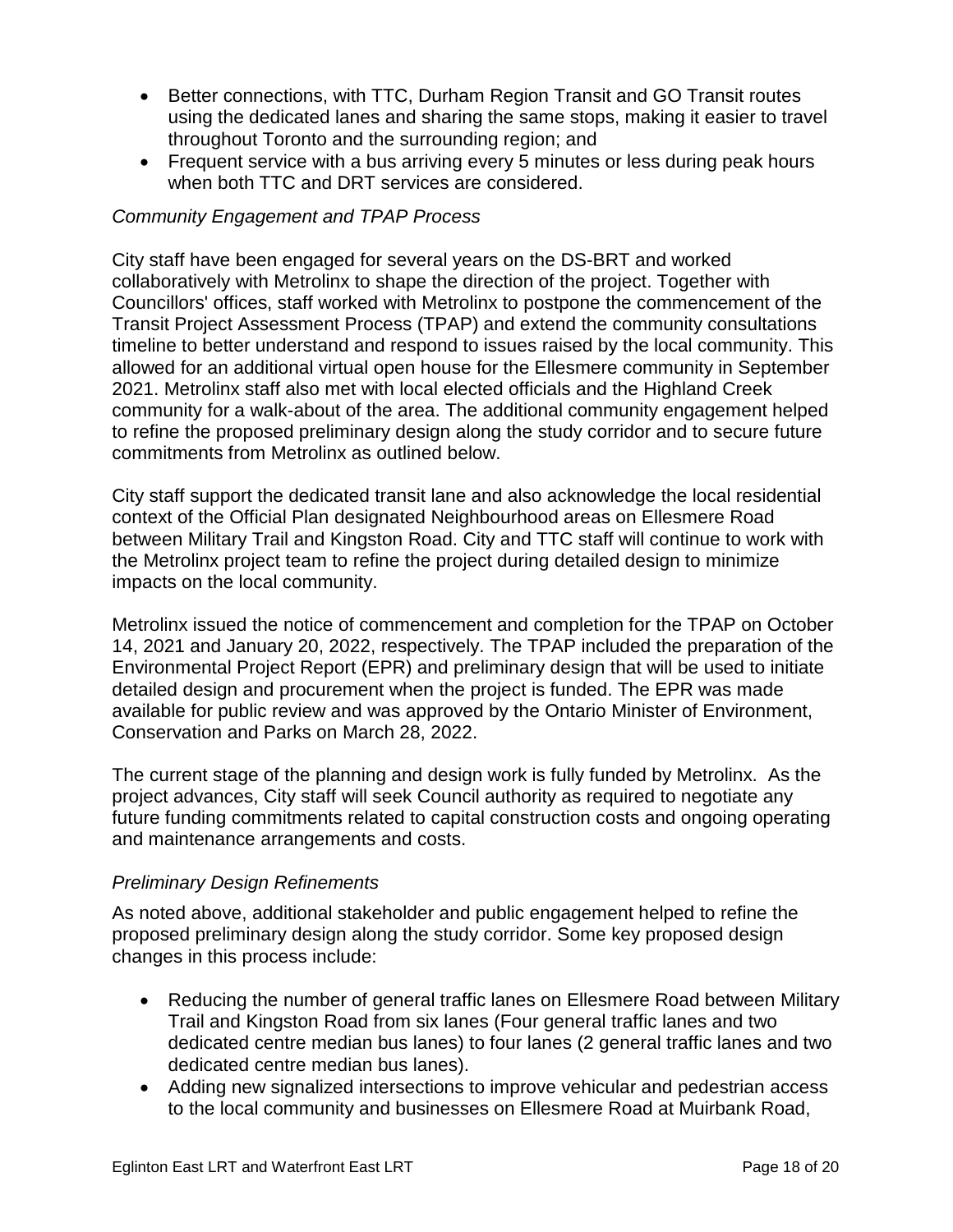- Better connections, with TTC, Durham Region Transit and GO Transit routes using the dedicated lanes and sharing the same stops, making it easier to travel throughout Toronto and the surrounding region; and
- Frequent service with a bus arriving every 5 minutes or less during peak hours when both TTC and DRT services are considered.

*Community Engagement and TPAP Process*

City staff have been engaged for several years on the DS-BRT and worked collaboratively with Metrolinx to shape the direction of the project. Together with Councillors' offices, staff worked with Metrolinx to postpone the commencement of the Transit Project Assessment Process (TPAP) and extend the community consultations timeline to better understand and respond to issues raised by the local community. This allowed for an additional virtual open house for the Ellesmere community in September 2021. Metrolinx staff also met with local elected officials and the Highland Creek community for a walk-about of the area. The additional community engagement helped to refine the proposed preliminary design along the study corridor and to secure future commitments from Metrolinx as outlined below.

City staff support the dedicated transit lane and also acknowledge the local residential context of the Official Plan designated Neighbourhood areas on Ellesmere Road between Military Trail and Kingston Road. City and TTC staff will continue to work with the Metrolinx project team to refine the project during detailed design to minimize impacts on the local community.

Metrolinx issued the notice of commencement and completion for the TPAP on October 14, 2021 and January 20, 2022, respectively. The TPAP included the preparation of the Environmental Project Report (EPR) and preliminary design that will be used to initiate detailed design and procurement when the project is funded. The EPR was made available for public review and was approved by the Ontario Minister of Environment, Conservation and Parks on March 28, 2022.

The current stage of the planning and design work is fully funded by Metrolinx. As the project advances, City staff will seek Council authority as required to negotiate any future funding commitments related to capital construction costs and ongoing operating and maintenance arrangements and costs.

*Preliminary Design Refinements*

As noted above, additional stakeholder and public engagement helped to refine the proposed preliminary design along the study corridor. Some key proposed design changes in this process include:

- Reducing the number of general traffic lanes on Ellesmere Road between Military Trail and Kingston Road from six lanes (Four general traffic lanes and two dedicated centre median bus lanes) to four lanes (2 general traffic lanes and two dedicated centre median bus lanes).
- Adding new signalized intersections to improve vehicular and pedestrian access to the local community and businesses on Ellesmere Road at Muirbank Road,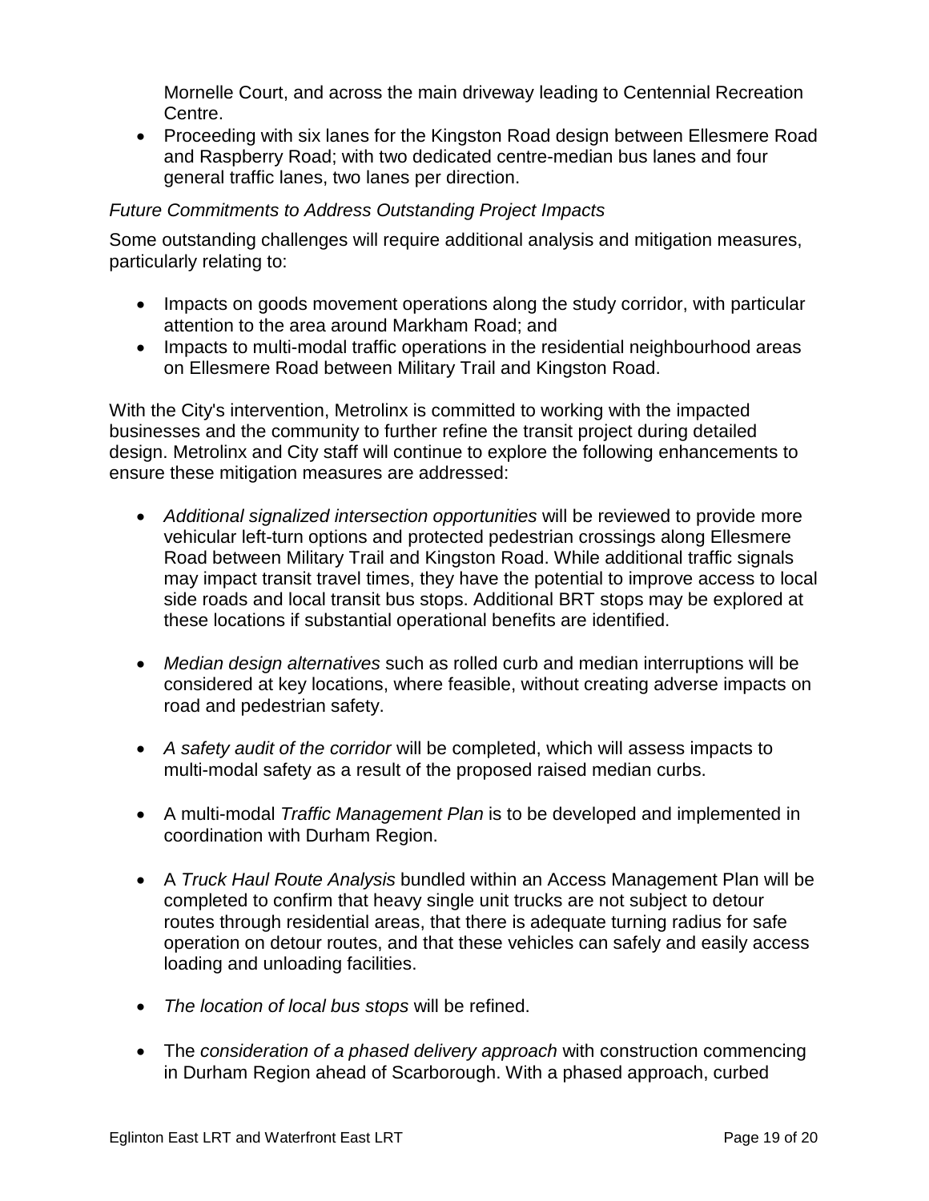Mornelle Court, and across the main driveway leading to Centennial Recreation Centre.

- Proceeding with six lanes for the Kingston Road design between Ellesmere Road and Raspberry Road; with two dedicated centre-median bus lanes and four general traffic lanes, two lanes per direction.

*Future Commitments to Address Outstanding Project Impacts*

Some outstanding challenges will require additional analysis and mitigation measures, particularly relating to:

- Impacts on goods movement operations along the study corridor, with particular attention to the area around Markham Road; and
- Impacts to multi-modal traffic operations in the residential neighbourhood areas on Ellesmere Road between Military Trail and Kingston Road.

With the City's intervention, Metrolinx is committed to working with the impacted businesses and the community to further refine the transit project during detailed design. Metrolinx and City staff will continue to explore the following enhancements to ensure these mitigation measures are addressed:

- *Additional signalized intersection opportunities* will be reviewed to provide more vehicular left-turn options and protected pedestrian crossings along Ellesmere Road between Military Trail and Kingston Road. While additional traffic signals may impact transit travel times, they have the potential to improve access to local side roads and local transit bus stops. Additional BRT stops may be explored at these locations if substantial operational benefits are identified.

- *Median design alternatives* such as rolled curb and median interruptions will be considered at key locations, where feasible, without creating adverse impacts on road and pedestrian safety.

- *A safety audit of the corridor* will be completed, which will assess impacts to multi-modal safety as a result of the proposed raised median curbs.

- A multi-modal *Traffic Management Plan* is to be developed and implemented in coordination with Durham Region.

- A *Truck Haul Route Analysis* bundled within an Access Management Plan will be completed to confirm that heavy single unit trucks are not subject to detour routes through residential areas, that there is adequate turning radius for safe operation on detour routes, and that these vehicles can safely and easily access loading and unloading facilities.

- *The location of local bus stops* will be refined.

- The *consideration of a phased delivery approach* with construction commencing in Durham Region ahead of Scarborough. With a phased approach, curbed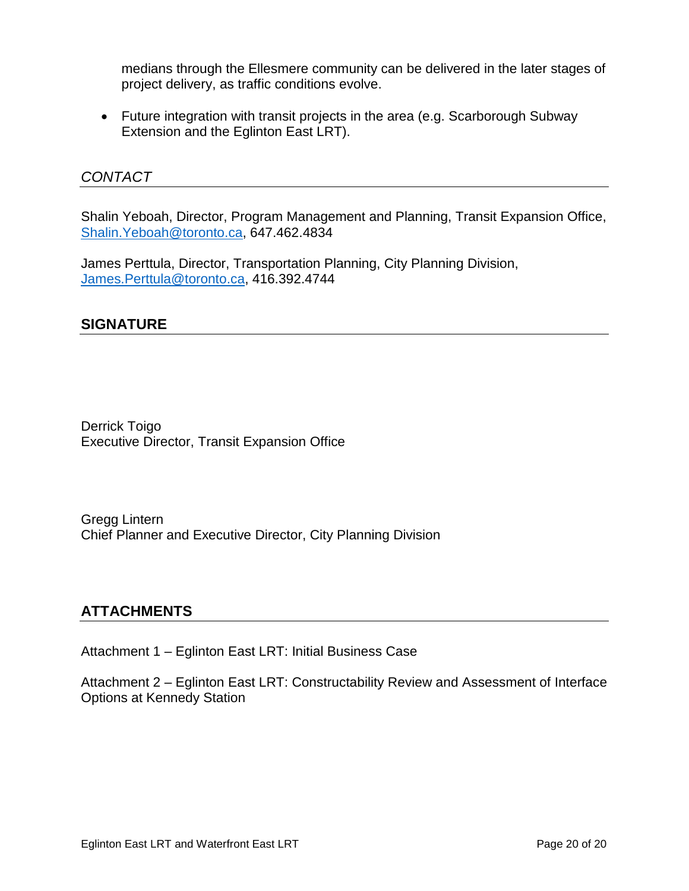medians through the Ellesmere community can be delivered in the later stages of project delivery, as traffic conditions evolve.

- Future integration with transit projects in the area (e.g. Scarborough Subway Extension and the Eglinton East LRT).

## *CONTACT*

Shalin Yeboah, Director, Program Management and Planning, Transit Expansion Office, Shalin.Yeboah@toronto.ca, 647.462.4834

James Perttula, Director, Transportation Planning, City Planning Division, James.Perttula@toronto.ca, 416.392.4744

## SIGNATURE

Derrick Toigo
Executive Director, Transit Expansion Office

Gregg Lintern
Chief Planner and Executive Director, City Planning Division

## ATTACHMENTS

Attachment 1 – Eglinton East LRT: Initial Business Case

Attachment 2 – Eglinton East LRT: Constructability Review and Assessment of Interface Options at Kennedy Station